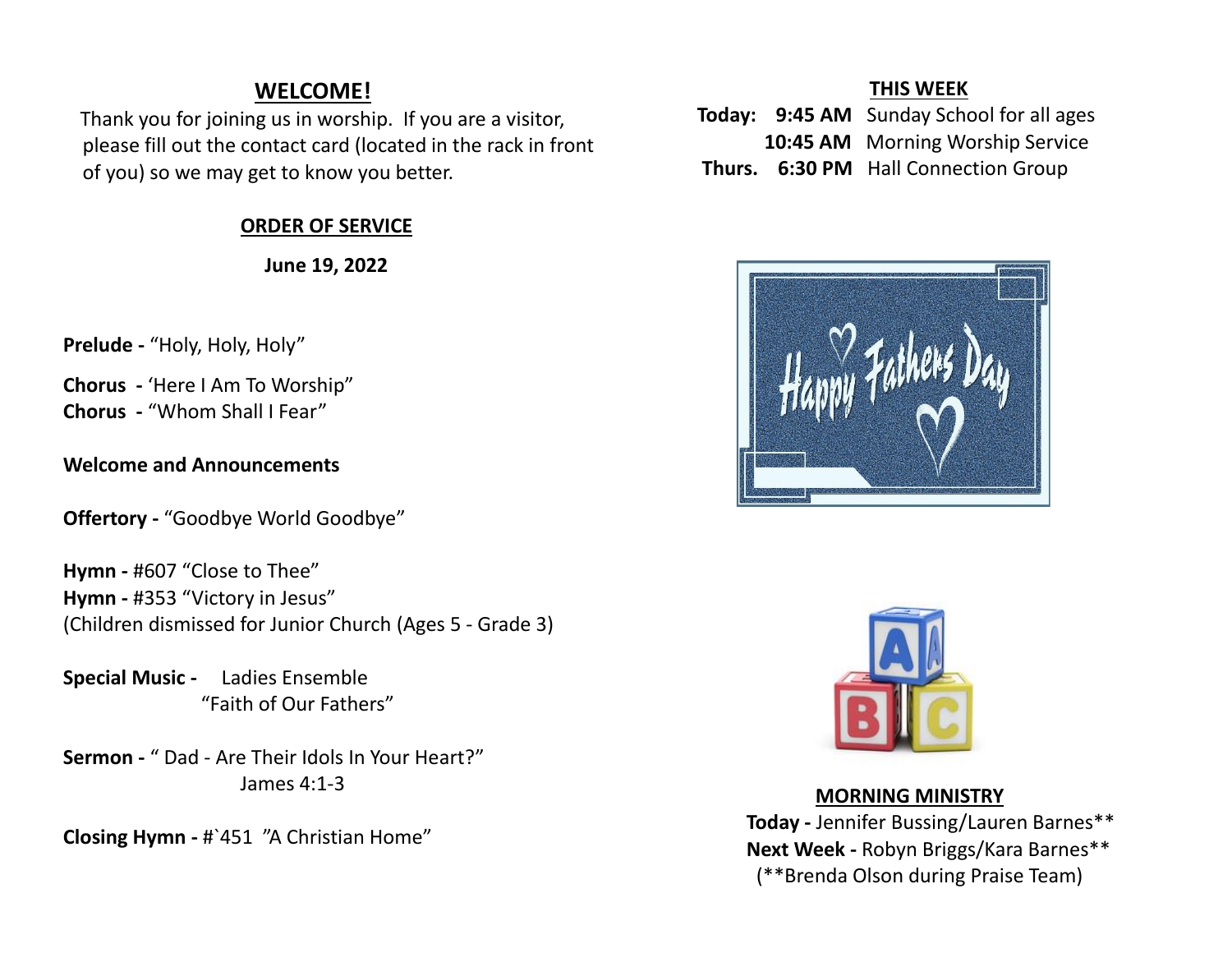## WELCOME!

Thank you for joining us in worship. If you are a visitor, please fill out the contact card (located in the rack in front of you) so we may get to know you better.

## ORDER OF SERVICE

**June 19, 2022**

**Prelude -** "Holy, Holy, Holy"

**Chorus -** 'Here I Am To Worship"
**Chorus -** "Whom Shall I Fear"

**Welcome and Announcements**

**Offertory -** "Goodbye World Goodbye"

**Hymn -** #607 "Close to Thee"
**Hymn -** #353 "Victory in Jesus"
(Children dismissed for Junior Church (Ages 5 - Grade 3)

**Special Music -** Ladies Ensemble
"Faith of Our Fathers"

**Sermon -** " Dad - Are Their Idols In Your Heart?"
James 4:1-3

**Closing Hymn -** #`451 "A Christian Home"

## THIS WEEK

**Today:** **9:45 AM** Sunday School for all ages
**10:45 AM** Morning Worship Service
**Thurs.** **6:30 PM** Hall Connection Group

Happy Fathers Day

## MORNING MINISTRY

**Today -** Jennifer Bussing/Lauren Barnes**
**Next Week -** Robyn Briggs/Kara Barnes**
(**Brenda Olson during Praise Team)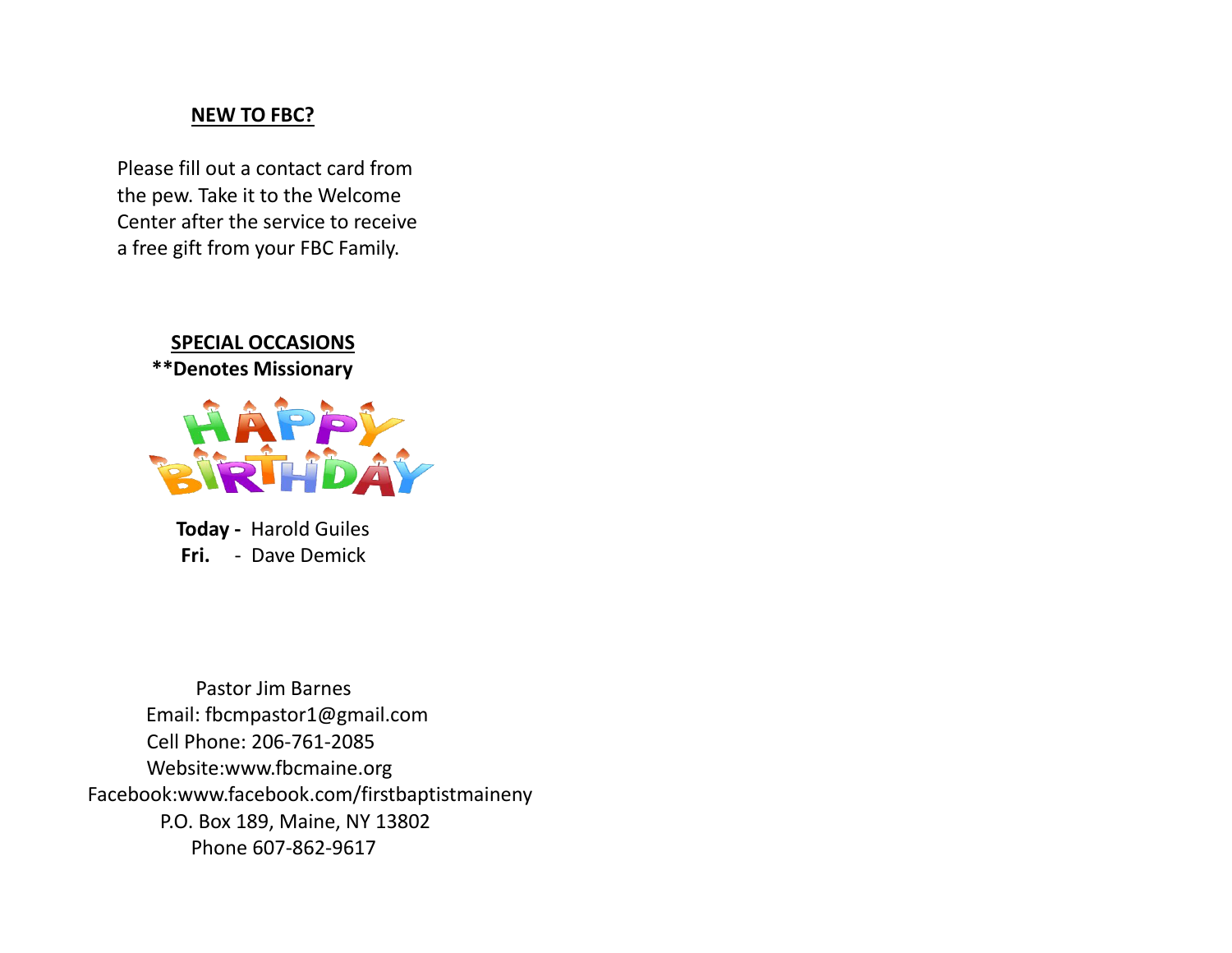**NEW TO FBC?**

Please fill out a contact card from the pew. Take it to the Welcome Center after the service to receive a free gift from your FBC Family.

**SPECIAL OCCASIONS**

****Denotes Missionary**

HAPPY BIRTHDAY

**Today -** Harold Guiles
**Fri.** - Dave Demick

Pastor Jim Barnes
Email: fbcmpastor1@gmail.com
Cell Phone: 206-761-2085
Website:www.fbcmaine.org
Facebook:www.facebook.com/firstbaptistmaineny
P.O. Box 189, Maine, NY 13802
Phone 607-862-9617